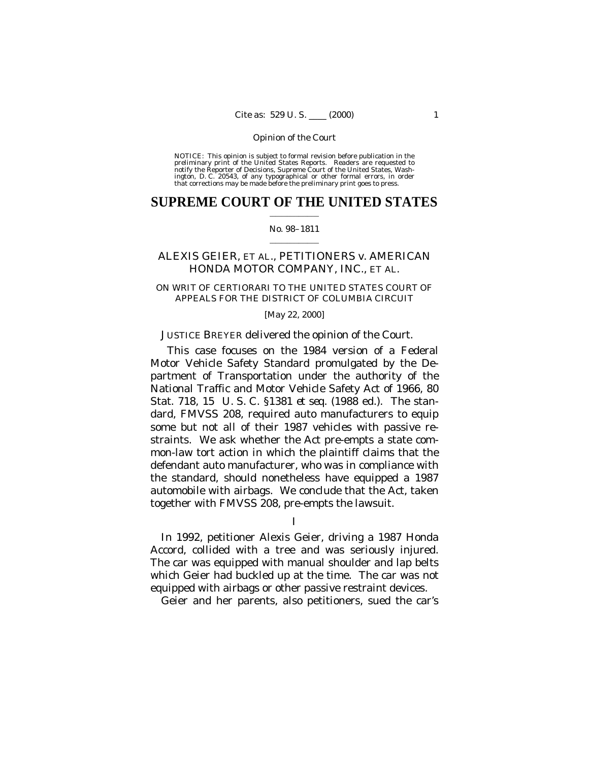NOTICE: This opinion is subject to formal revision before publication in the preliminary print of the United States Reports. Readers are requested to notify the Reporter of Decisions, Supreme Court of the United States, Washington, D. C. 20543, of any typographical or other formal errors, in order that corrections may be made before the preliminary print goes to press.

# SUPREME COURT OF THE UNITED STATES

No. 98–1811

## ALEXIS GEIER, ET AL., PETITIONERS v. AMERICAN HONDA MOTOR COMPANY, INC., ET AL.

ON WRIT OF CERTIORARI TO THE UNITED STATES COURT OF APPEALS FOR THE DISTRICT OF COLUMBIA CIRCUIT

[May 22, 2000]

JUSTICE BREYER delivered the opinion of the Court.

This case focuses on the 1984 version of a Federal Motor Vehicle Safety Standard promulgated by the Department of Transportation under the authority of the National Traffic and Motor Vehicle Safety Act of 1966, 80 Stat. 718, 15 U. S. C. §1381 *et seq.* (1988 ed.). The standard, FMVSS 208, required auto manufacturers to equip some but not all of their 1987 vehicles with passive restraints. We ask whether the Act pre-empts a state common-law tort action in which the plaintiff claims that the defendant auto manufacturer, who was in compliance with the standard, should nonetheless have equipped a 1987 automobile with airbags. We conclude that the Act, taken together with FMVSS 208, pre-empts the lawsuit.

I

In 1992, petitioner Alexis Geier, driving a 1987 Honda Accord, collided with a tree and was seriously injured. The car was equipped with manual shoulder and lap belts which Geier had buckled up at the time. The car was not equipped with airbags or other passive restraint devices.

Geier and her parents, also petitioners, sued the car's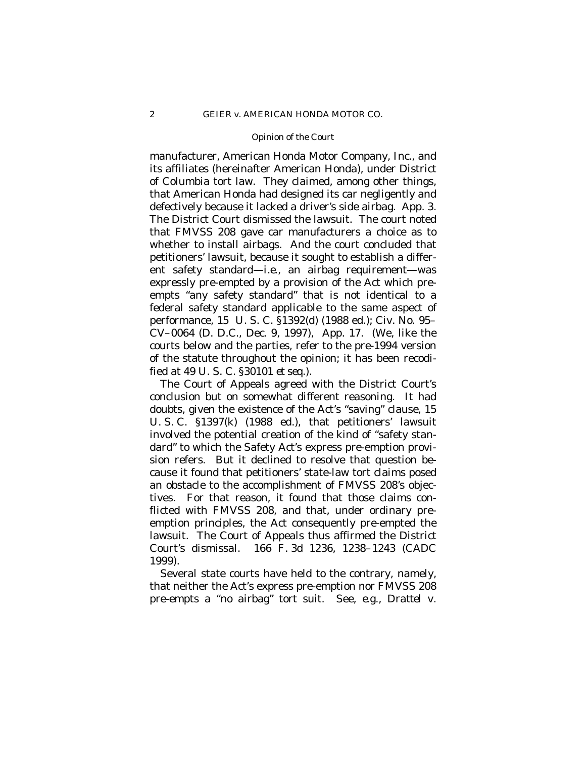manufacturer, American Honda Motor Company, Inc., and its affiliates (hereinafter American Honda), under District of Columbia tort law. They claimed, among other things, that American Honda had designed its car negligently and defectively because it lacked a driver's side airbag. App. 3. The District Court dismissed the lawsuit. The court noted that FMVSS 208 gave car manufacturers a choice as to whether to install airbags. And the court concluded that petitioners' lawsuit, because it sought to establish a different safety standard—*i.e.,* an airbag requirement—was expressly pre-empted by a provision of the Act which pre-empts "any safety standard" that is not identical to a federal safety standard applicable to the same aspect of performance, 15 U. S. C. §1392(d) (1988 ed.); Civ. No. 95–CV–0064 (D. D.C., Dec. 9, 1997), App. 17. (We, like the courts below and the parties, refer to the pre-1994 version of the statute throughout the opinion; it has been recodified at 49 U. S. C. §30101 *et seq.*).

The Court of Appeals agreed with the District Court's conclusion but on somewhat different reasoning. It had doubts, given the existence of the Act's "saving" clause, 15 U. S. C. §1397(k) (1988 ed.), that petitioners' lawsuit involved the potential creation of the kind of "safety standard" to which the Safety Act's express pre-emption provision refers. But it declined to resolve that question because it found that petitioners' state-law tort claims posed an obstacle to the accomplishment of FMVSS 208's objectives. For that reason, it found that those claims conflicted with FMVSS 208, and that, under ordinary pre-emption principles, the Act consequently pre-empted the lawsuit. The Court of Appeals thus affirmed the District Court's dismissal. 166 F. 3d 1236, 1238–1243 (CADC 1999).

Several state courts have held to the contrary, namely, that neither the Act's express pre-emption nor FMVSS 208 pre-empts a "no airbag" tort suit. See, *e.g., Drattel* v.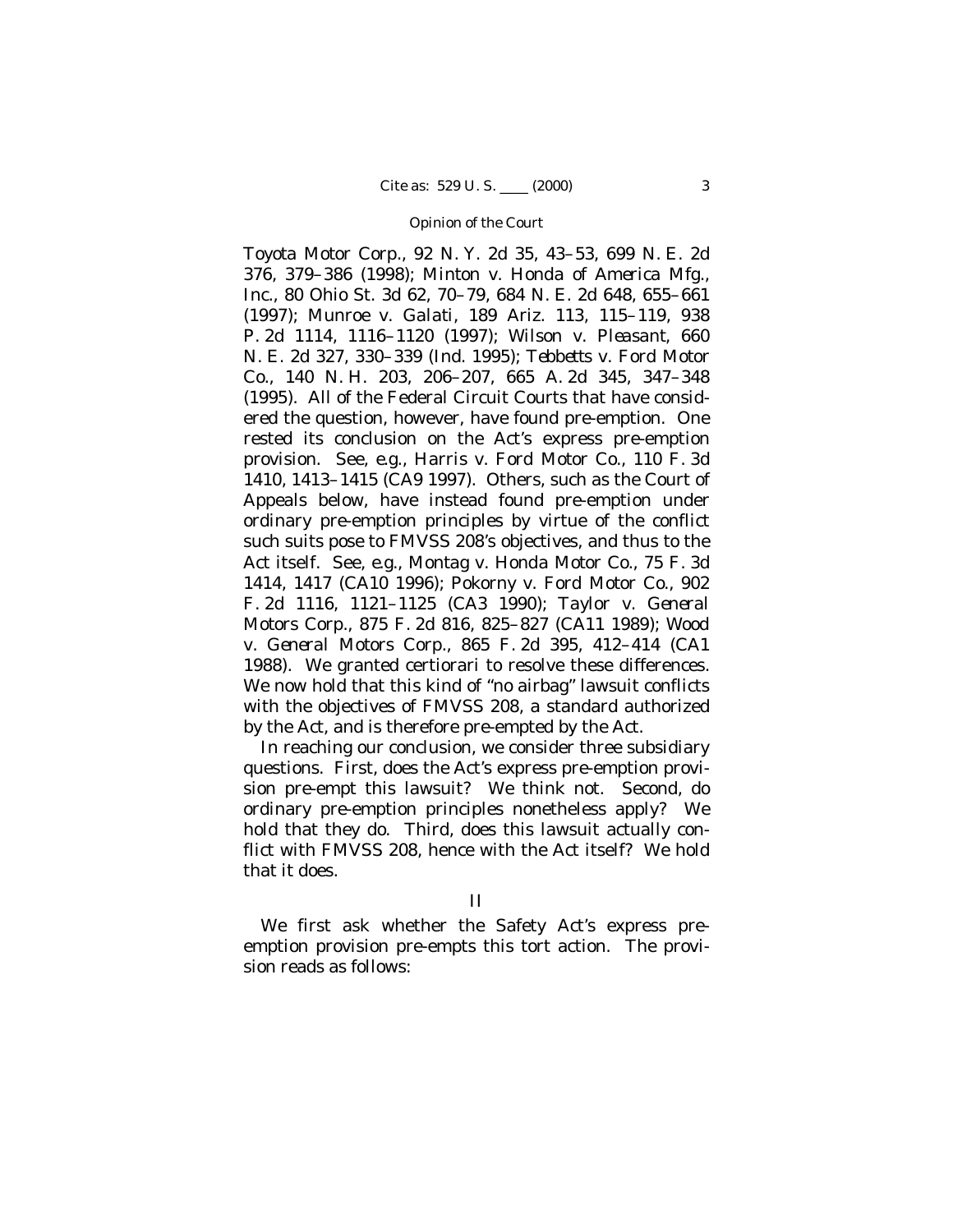Toyota Motor Corp., 92 N. Y. 2d 35, 43–53, 699 N. E. 2d 376, 379–386 (1998); *Minton* v. *Honda of America Mfg., Inc.*, 80 Ohio St. 3d 62, 70–79, 684 N. E. 2d 648, 655–661 (1997); *Munroe* v. *Galati*, 189 Ariz. 113, 115–119, 938 P. 2d 1114, 1116–1120 (1997); *Wilson* v. *Pleasant*, 660 N. E. 2d 327, 330–339 (Ind. 1995); *Tebbetts* v. *Ford Motor Co.*, 140 N. H. 203, 206–207, 665 A. 2d 345, 347–348 (1995). All of the Federal Circuit Courts that have considered the question, however, have found pre-emption. One rested its conclusion on the Act's express pre-emption provision. See, *e.g.*, *Harris* v. *Ford Motor Co.*, 110 F. 3d 1410, 1413–1415 (CA9 1997). Others, such as the Court of Appeals below, have instead found pre-emption under ordinary pre-emption principles by virtue of the conflict such suits pose to FMVSS 208's objectives, and thus to the Act itself. See, *e.g.*, *Montag* v. *Honda Motor Co.*, 75 F. 3d 1414, 1417 (CA10 1996); *Pokorny* v. *Ford Motor Co.*, 902 F. 2d 1116, 1121–1125 (CA3 1990); *Taylor* v. *General Motors Corp.*, 875 F. 2d 816, 825–827 (CA11 1989); *Wood* v. *General Motors Corp.*, 865 F. 2d 395, 412–414 (CA1 1988). We granted certiorari to resolve these differences. We now hold that this kind of "no airbag" lawsuit conflicts with the objectives of FMVSS 208, a standard authorized by the Act, and is therefore pre-empted by the Act.

In reaching our conclusion, we consider three subsidiary questions. First, does the Act's express pre-emption provision pre-empt this lawsuit? We think not. Second, do ordinary pre-emption principles nonetheless apply? We hold that they do. Third, does this lawsuit actually conflict with FMVSS 208, hence with the Act itself? We hold that it does.

## II

We first ask whether the Safety Act's express pre-emption provision pre-empts this tort action. The provision reads as follows: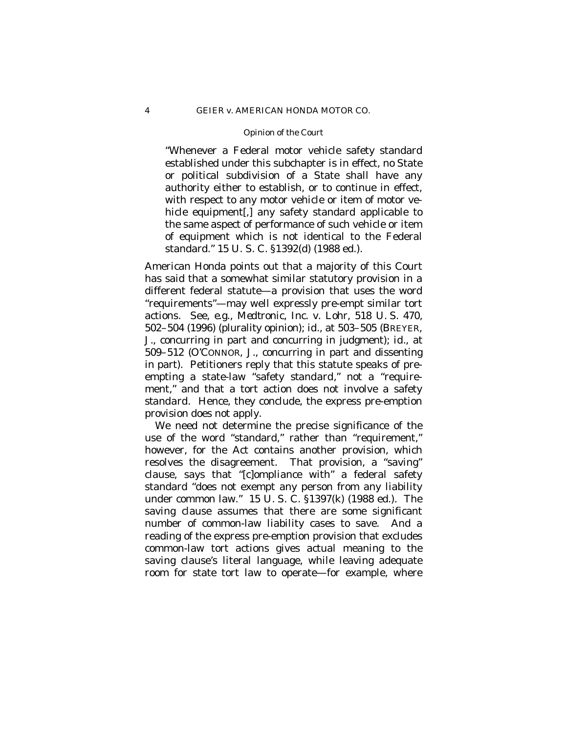"Whenever a Federal motor vehicle safety standard established under this subchapter is in effect, no State or political subdivision of a State shall have any authority either to establish, or to continue in effect, with respect to any motor vehicle or item of motor vehicle equipment[,] any safety standard applicable to the same aspect of performance of such vehicle or item of equipment which is not identical to the Federal standard." 15 U. S. C. §1392(d) (1988 ed.).

American Honda points out that a majority of this Court has said that a somewhat similar statutory provision in a different federal statute—a provision that uses the word "requirements"—may well expressly pre-empt similar tort actions. See, *e.g.*, *Medtronic, Inc.* v. *Lohr*, 518 U. S. 470, 502–504 (1996) (plurality opinion); *id.*, at 503–505 (BREYER, J., concurring in part and concurring in judgment); *id.*, at 509–512 (O'CONNOR, J., concurring in part and dissenting in part). Petitioners reply that this statute speaks of pre-empting a state-law "safety standard," not a "requirement," and that a tort action does not involve a safety standard. Hence, they conclude, the express pre-emption provision does not apply.

We need not determine the precise significance of the use of the word "standard," rather than "requirement," however, for the Act contains another provision, which resolves the disagreement. That provision, a "saving" clause, says that "[c]ompliance with" a federal safety standard "does not exempt any person from any liability under common law." 15 U. S. C. §1397(k) (1988 ed.). The saving clause assumes that there are some significant number of common-law liability cases to save. And a reading of the express pre-emption provision that excludes common-law tort actions gives actual meaning to the saving clause's literal language, while leaving adequate room for state tort law to operate—for example, where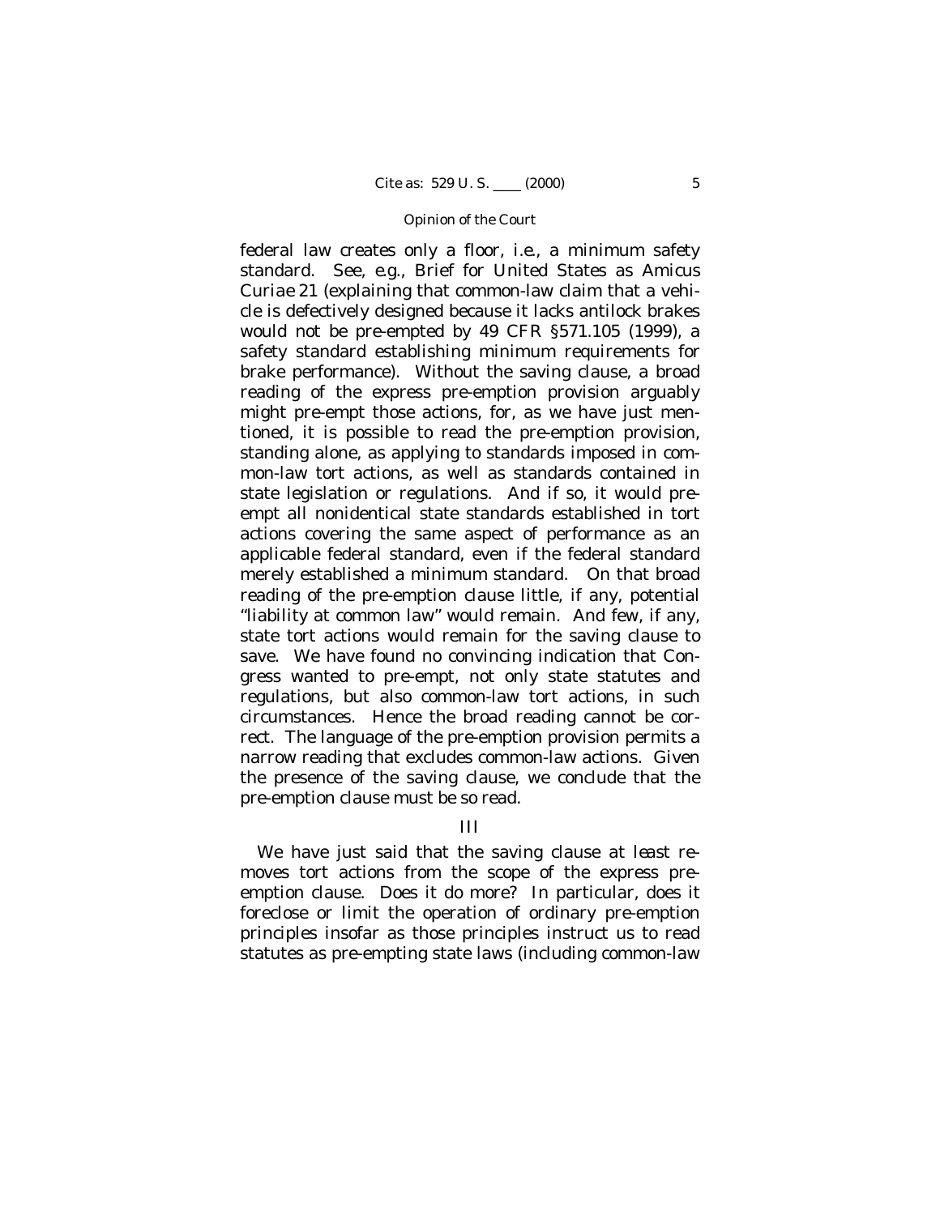federal law creates only a floor, *i.e.*, a minimum safety standard. See, *e.g.*, Brief for United States as *Amicus Curiae* 21 (explaining that common-law claim that a vehicle is defectively designed because it lacks antilock brakes would not be pre-empted by 49 CFR §571.105 (1999), a safety standard establishing minimum requirements for brake performance). Without the saving clause, a broad reading of the express pre-emption provision arguably might pre-empt those actions, for, as we have just mentioned, it is possible to read the pre-emption provision, standing alone, as applying to standards imposed in common-law tort actions, as well as standards contained in state legislation or regulations. And if so, it would pre-empt all nonidentical state standards established in tort actions covering the same aspect of performance as an applicable federal standard, even if the federal standard merely established a minimum standard. On that broad reading of the pre-emption clause little, if any, potential "liability at common law" would remain. And few, if any, state tort actions would remain for the saving clause to save. We have found no convincing indication that Congress wanted to pre-empt, not only state statutes and regulations, but also common-law tort actions, in such circumstances. Hence the broad reading cannot be correct. The language of the pre-emption provision permits a narrow reading that excludes common-law actions. Given the presence of the saving clause, we conclude that the pre-emption clause must be so read.

## III

We have just said that the saving clause at *least* removes tort actions from the scope of the express pre-emption clause. Does it do more? In particular, does it foreclose or limit the operation of ordinary pre-emption principles insofar as those principles instruct us to read statutes as pre-empting state laws (including common-law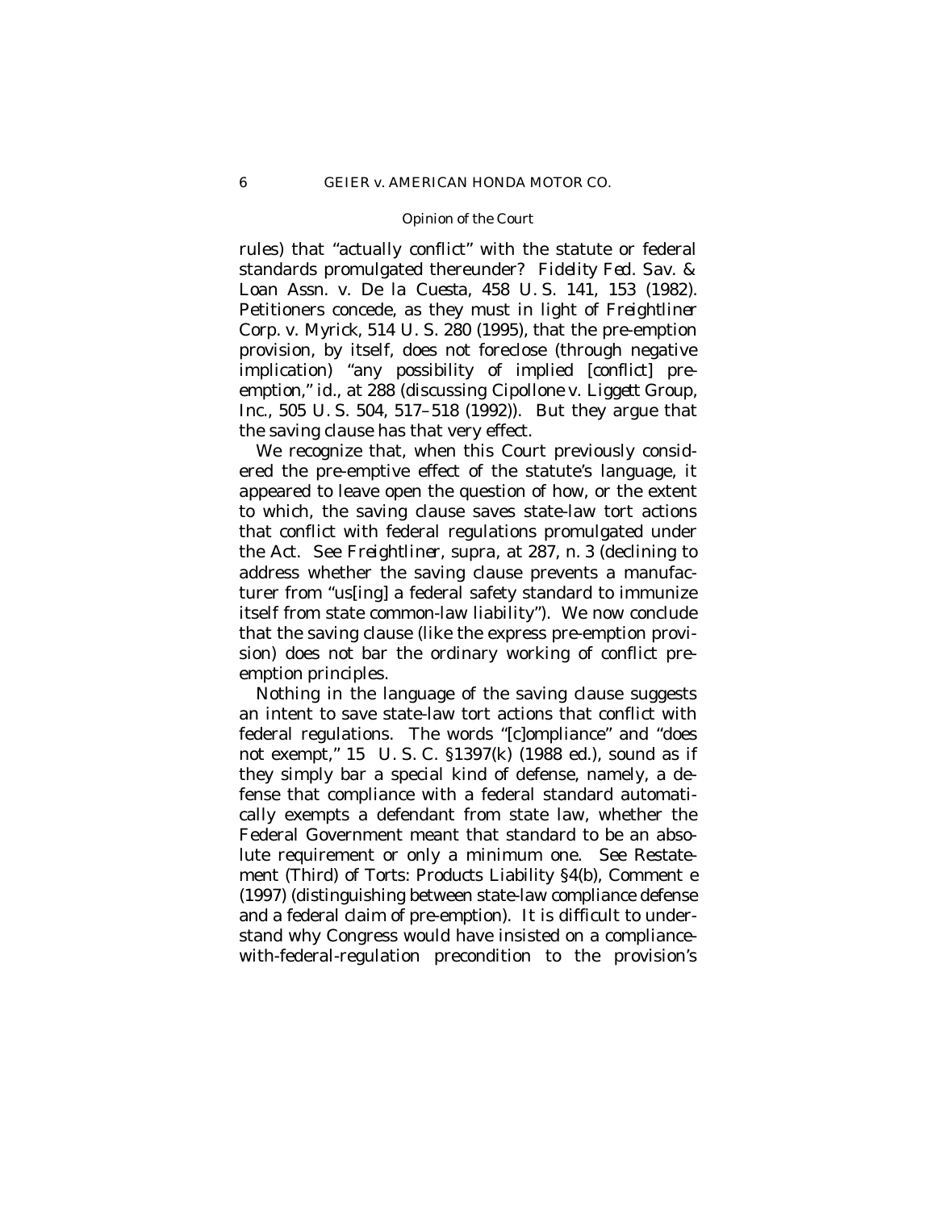rules) that "actually conflict" with the statute or federal standards promulgated thereunder? *Fidelity Fed. Sav. & Loan Assn.* v. *De la Cuesta*, 458 U. S. 141, 153 (1982). Petitioners concede, as they must in light of *Freightliner Corp.* v. *Myrick*, 514 U. S. 280 (1995), that the pre-emption provision, by itself, does not foreclose (through negative implication) "any possibility of implied [conflict] pre-emption," *id.*, at 288 (discussing *Cipollone* v. *Liggett Group, Inc.*, 505 U. S. 504, 517–518 (1992)). But they argue that the saving clause has that very effect.

We recognize that, when this Court previously considered the pre-emptive effect of the statute's language, it appeared to leave open the question of how, or the extent to which, the saving clause saves state-law tort actions that conflict with federal regulations promulgated under the Act. See *Freightliner*, *supra*, at 287, n. 3 (declining to address whether the saving clause prevents a manufacturer from "us[ing] a federal safety standard to immunize itself from state common-law liability"). We now conclude that the saving clause (like the express pre-emption provision) does not bar the ordinary working of conflict pre-emption principles.

Nothing in the language of the saving clause suggests an intent to save state-law tort actions that conflict with federal regulations. The words "[c]ompliance" and "does not exempt," 15 U. S. C. §1397(k) (1988 ed.), sound as if they simply bar a special kind of defense, namely, a defense that compliance with a federal standard automatically exempts a defendant from state law, whether the Federal Government meant that standard to be an absolute requirement or only a minimum one. See Restatement (Third) of Torts: Products Liability §4(b), Comment e (1997) (distinguishing between state-law compliance defense and a federal claim of pre-emption). It is difficult to understand why Congress would have insisted on a compliance-with-federal-regulation precondition to the provision's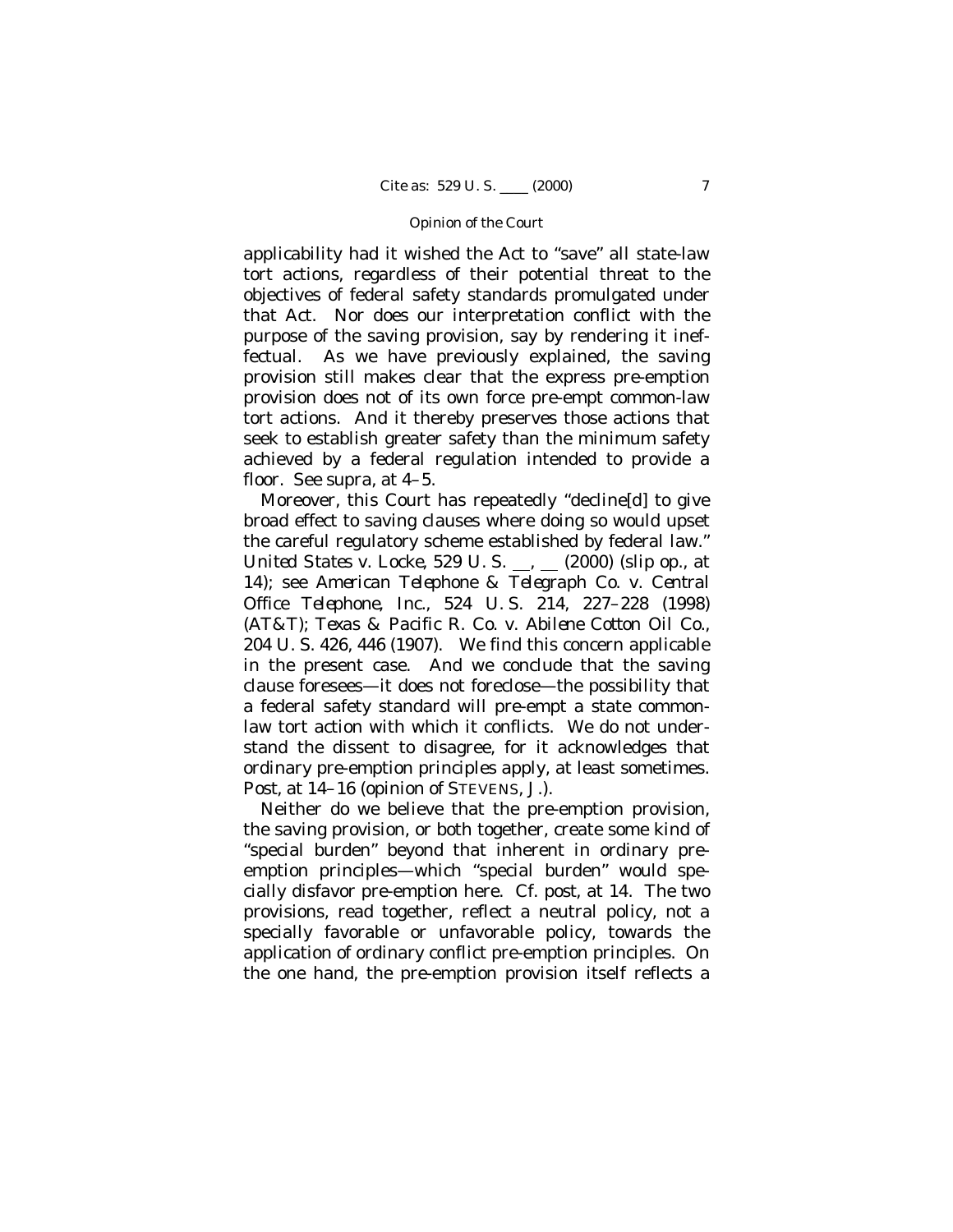applicability had it wished the Act to "save" all state-law tort actions, regardless of their potential threat to the objectives of federal safety standards promulgated under that Act. Nor does our interpretation conflict with the purpose of the saving provision, say by rendering it ineffectual. As we have previously explained, the saving provision still makes clear that the express pre-emption provision does not of its own force pre-empt common-law tort actions. And it thereby preserves those actions that seek to establish greater safety than the minimum safety achieved by a federal regulation intended to provide a floor. See *supra*, at 4–5.

Moreover, this Court has repeatedly "decline[d] to give broad effect to saving clauses where doing so would upset the careful regulatory scheme established by federal law." *United States* v. *Locke*, 529 U. S. \_\_, \_\_ (2000) (slip op., at 14); see *American Telephone & Telegraph Co.* v. *Central Office Telephone, Inc.*, 524 U. S. 214, 227–228 (1998) (*AT&T*); *Texas & Pacific R. Co.* v. *Abilene Cotton Oil Co.*, 204 U. S. 426, 446 (1907). We find this concern applicable in the present case. And we conclude that the saving clause foresees—it does not foreclose—the possibility that a federal safety standard will pre-empt a state common-law tort action with which it conflicts. We do not understand the dissent to disagree, for it acknowledges that ordinary pre-emption principles apply, at least sometimes. *Post*, at 14–16 (opinion of STEVENS, J.).

Neither do we believe that the pre-emption provision, the saving provision, or both together, create some kind of "special burden" beyond that inherent in ordinary pre-emption principles—which "special burden" would specially disfavor pre-emption here. Cf. *post*, at 14. The two provisions, read together, reflect a neutral policy, not a specially favorable or unfavorable policy, towards the application of ordinary conflict pre-emption principles. On the one hand, the pre-emption provision itself reflects a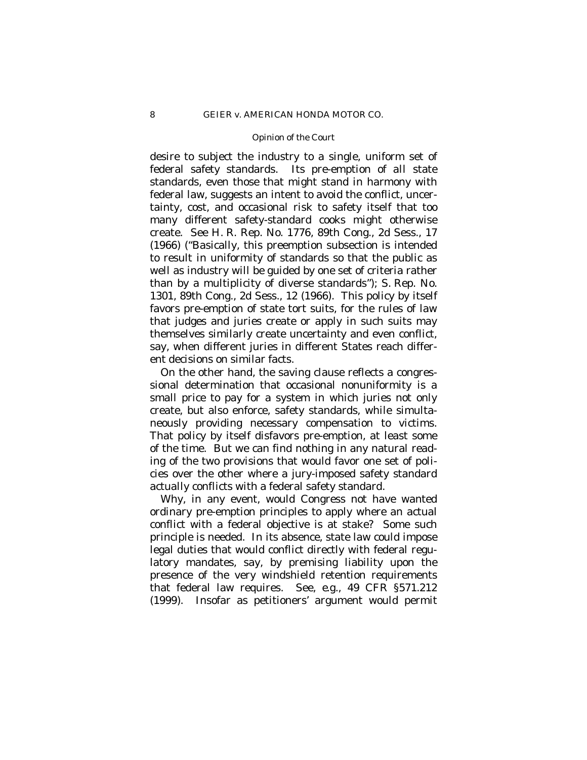desire to subject the industry to a single, uniform set of federal safety standards. Its pre-emption of all state standards, even those that might stand in harmony with federal law, suggests an intent to avoid the conflict, uncertainty, cost, and occasional risk to safety itself that too many different safety-standard cooks might otherwise create. See H. R. Rep. No. 1776, 89th Cong., 2d Sess., 17 (1966) ("Basically, this preemption subsection is intended to result in uniformity of standards so that the public as well as industry will be guided by one set of criteria rather than by a multiplicity of diverse standards"); S. Rep. No. 1301, 89th Cong., 2d Sess., 12 (1966). This policy by itself favors pre-emption of state tort suits, for the rules of law that judges and juries create or apply in such suits may themselves similarly create uncertainty and even conflict, say, when different juries in different States reach different decisions on similar facts.

On the other hand, the saving clause reflects a congressional determination that occasional nonuniformity is a small price to pay for a system in which juries not only create, but also enforce, safety standards, while simultaneously providing necessary compensation to victims. That policy by itself disfavors pre-emption, at least some of the time. But we can find nothing in any natural reading of the two provisions that would favor one set of policies over the other where a jury-imposed safety standard actually conflicts with a federal safety standard.

Why, in any event, would Congress not have wanted ordinary pre-emption principles to apply where an actual conflict with a federal objective is at stake? Some such principle is needed. In its absence, state law could impose legal duties that would conflict directly with federal regulatory mandates, say, by premising liability upon the presence of the very windshield retention requirements that federal law requires. See, *e.g.*, 49 CFR §571.212 (1999). Insofar as petitioners' argument would permit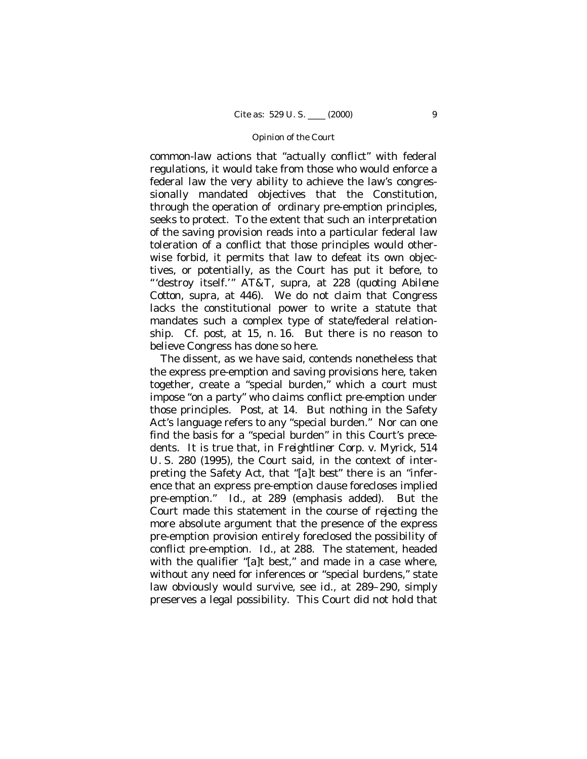common-law actions that "actually conflict" with federal regulations, it would take from those who would enforce a federal law the very ability to achieve the law's congressionally mandated objectives that the Constitution, through the operation of ordinary pre-emption principles, seeks to protect. To the extent that such an interpretation of the saving provision reads into a particular federal law toleration of a conflict that those principles would otherwise forbid, it permits that law to defeat its own objectives, or potentially, as the Court has put it before, to "'destroy itself.'" *AT&T*, *supra*, at 228 (quoting *Abilene Cotton*, *supra*, at 446). We do not claim that Congress lacks the constitutional power to write a statute that mandates such a complex type of state/federal relationship. Cf. *post*, at 15, n. 16. But there is no reason to believe Congress has done so here.

The dissent, as we have said, contends nonetheless that the express pre-emption and saving provisions here, taken together, create a "special burden," which a court must impose "on a party" who claims conflict pre-emption under those principles. *Post*, at 14. But nothing in the Safety Act's language refers to any "special burden." Nor can one find the basis for a "special burden" in this Court's precedents. It is true that, in *Freightliner Corp.* v. *Myrick*, 514 U. S. 280 (1995), the Court said, in the context of interpreting the Safety Act, that "[a]t *best*" there is an "inference that an express pre-emption clause forecloses implied pre-emption." *Id.*, at 289 (emphasis added). But the Court made this statement in the course of *rejecting* the more absolute argument that the presence of the express pre-emption provision entirely foreclosed the possibility of conflict pre-emption. *Id.*, at 288. The statement, headed with the qualifier "[a]t best," and made in a case where, without any need for inferences or "special burdens," state law obviously would survive, see *id.*, at 289–290, simply preserves a legal possibility. This Court did not hold that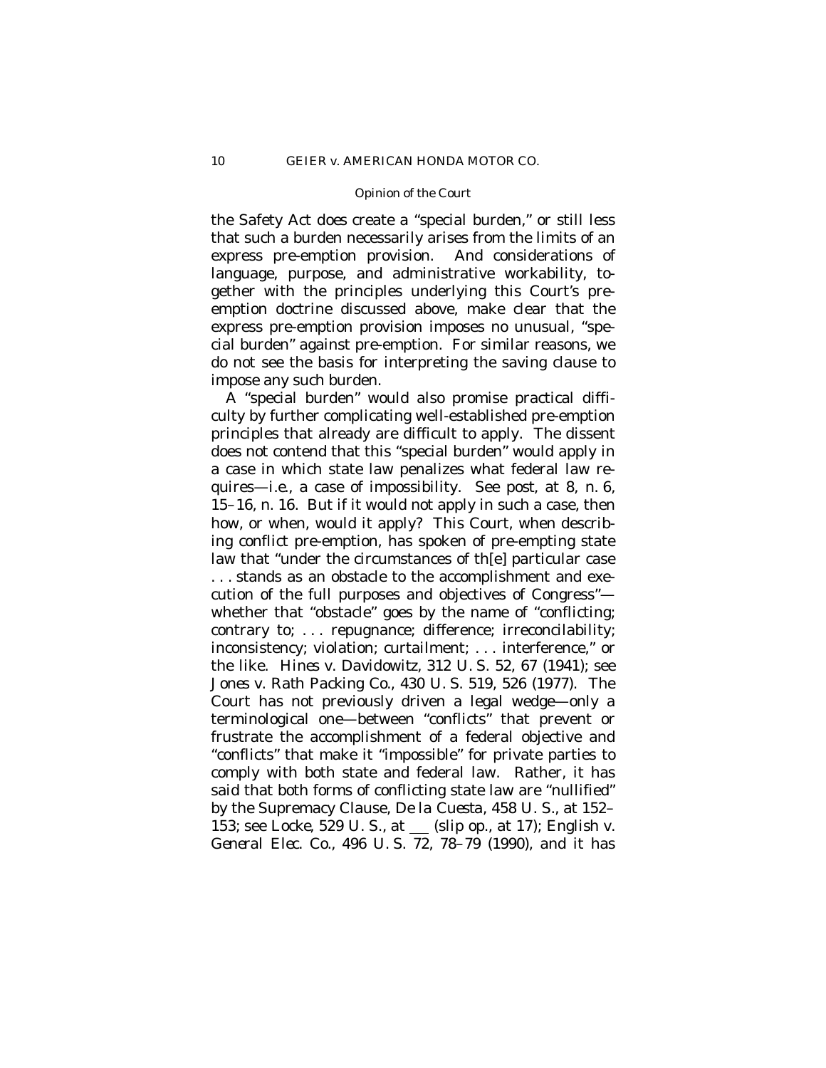the Safety Act *does* create a "special burden," or still less that such a burden necessarily arises from the limits of an express pre-emption provision. And considerations of language, purpose, and administrative workability, together with the principles underlying this Court's pre-emption doctrine discussed above, make clear that the express pre-emption provision imposes no unusual, "special burden" against pre-emption. For similar reasons, we do not see the basis for interpreting the saving clause to impose any such burden.

A "special burden" would also promise practical difficulty by further complicating well-established pre-emption principles that already are difficult to apply. The dissent does not contend that this "special burden" would apply in a case in which state law penalizes what federal law requires—*i.e.*, a case of impossibility. See *post*, at 8, n. 6, 15–16, n. 16. But if it would not apply in such a case, then how, or when, would it apply? This Court, when describing conflict pre-emption, has spoken of pre-empting state law that "under the circumstances of th[e] particular case . . . stands as an obstacle to the accomplishment and execution of the full purposes and objectives of Congress"—whether that "obstacle" goes by the name of "conflicting; contrary to; . . . repugnance; difference; irreconcilability; inconsistency; violation; curtailment; . . . interference," or the like. *Hines* v. *Davidowitz*, 312 U. S. 52, 67 (1941); see *Jones* v. *Rath Packing Co.*, 430 U. S. 519, 526 (1977). The Court has not previously driven a legal wedge—only a terminological one—between "conflicts" that prevent or frustrate the accomplishment of a federal objective and "conflicts" that make it "impossible" for private parties to comply with both state and federal law. Rather, it has said that both forms of conflicting state law are "nullified" by the Supremacy Clause, *De la Cuesta*, 458 U. S., at 152–153; see *Locke*, 529 U. S., at ___ (slip op., at 17); *English* v. *General Elec. Co.*, 496 U. S. 72, 78–79 (1990), and it has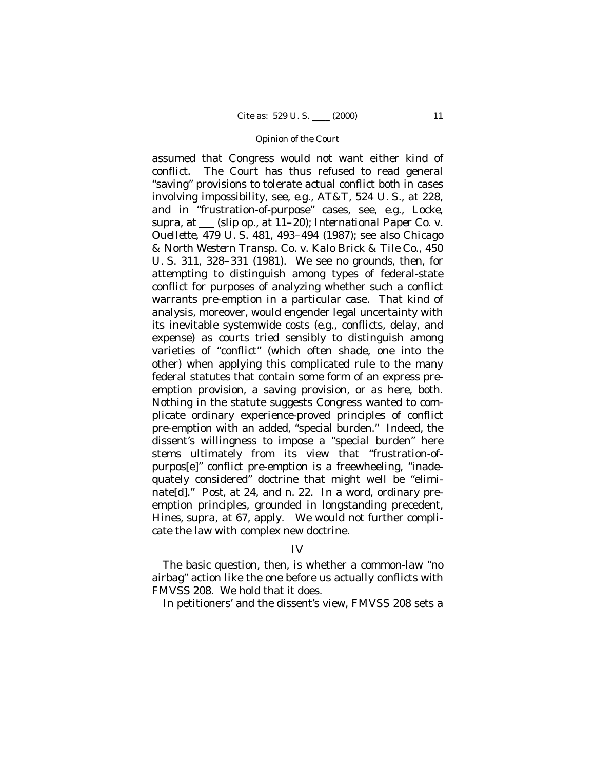assumed that Congress would not want either kind of conflict. The Court has thus refused to read general "saving" provisions to tolerate actual conflict both in cases involving impossibility, see, *e.g.*, *AT&T*, 524 U. S., at 228, and in "frustration-of-purpose" cases, see, *e.g.*, *Locke*, *supra*, at ___ (slip op., at 11–20); *International Paper Co.* v. *Ouellette*, 479 U. S. 481, 493–494 (1987); see also *Chicago & North Western Transp. Co.* v. *Kalo Brick & Tile Co.*, 450 U. S. 311, 328–331 (1981). We see no grounds, then, for attempting to distinguish among types of federal-state conflict for purposes of analyzing whether such a conflict warrants pre-emption in a particular case. That kind of analysis, moreover, would engender legal uncertainty with its inevitable systemwide costs (*e.g.*, conflicts, delay, and expense) as courts tried sensibly to distinguish among varieties of "conflict" (which often shade, one into the other) when applying this complicated rule to the many federal statutes that contain some form of an express pre-emption provision, a saving provision, or as here, both. Nothing in the statute suggests Congress wanted to complicate ordinary experience-proved principles of conflict pre-emption with an added, "special burden." Indeed, the dissent's willingness to impose a "special burden" here stems ultimately from its view that "frustration-of-purpos[e]" conflict pre-emption is a freewheeling, "inadequately considered" doctrine that might well be "eliminate[d]." *Post*, at 24, and n. 22. In a word, ordinary pre-emption principles, grounded in longstanding precedent, *Hines*, *supra*, at 67, apply. We would not further complicate the law with complex new doctrine.

## IV

The basic question, then, is whether a common-law "no airbag" action like the one before us actually conflicts with FMVSS 208. We hold that it does.

In petitioners' and the dissent's view, FMVSS 208 sets a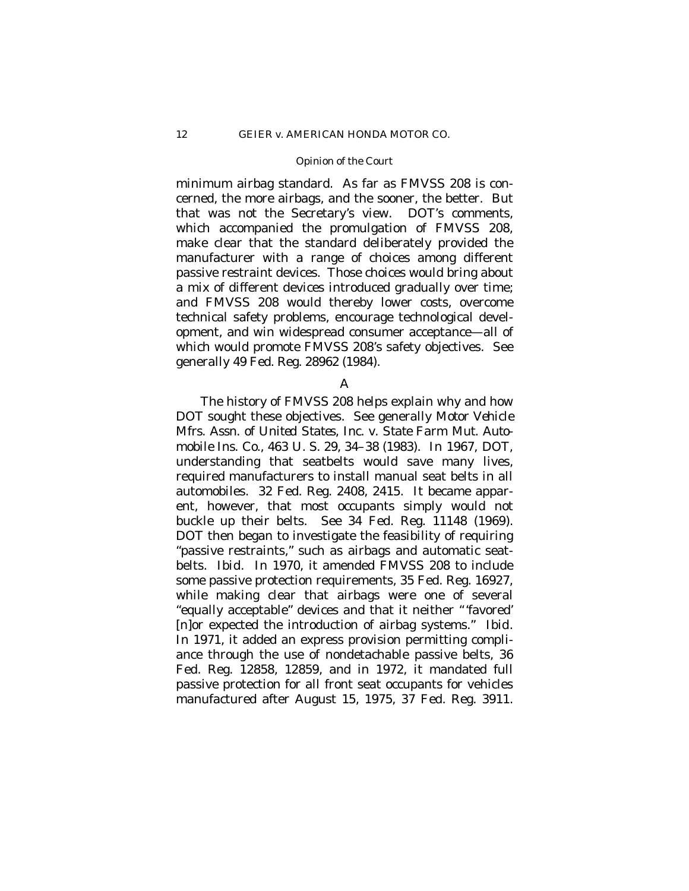minimum airbag standard. As far as FMVSS 208 is concerned, the more airbags, and the sooner, the better. But that was not the Secretary's view. DOT's comments, which accompanied the promulgation of FMVSS 208, make clear that the standard deliberately provided the manufacturer with a range of choices among different passive restraint devices. Those choices would bring about a mix of different devices introduced gradually over time; and FMVSS 208 would thereby lower costs, overcome technical safety problems, encourage technological development, and win widespread consumer acceptance—all of which would promote FMVSS 208's safety objectives. See generally 49 Fed. Reg. 28962 (1984).

## A

The history of FMVSS 208 helps explain why and how DOT sought these objectives. See generally *Motor Vehicle Mfrs. Assn. of United States, Inc.* v. *State Farm Mut. Automobile Ins. Co.*, 463 U. S. 29, 34–38 (1983). In 1967, DOT, understanding that seatbelts would save many lives, required manufacturers to install manual seat belts in all automobiles. 32 Fed. Reg. 2408, 2415. It became apparent, however, that most occupants simply would not buckle up their belts. See 34 Fed. Reg. 11148 (1969). DOT then began to investigate the feasibility of requiring "passive restraints," such as airbags and automatic seatbelts. *Ibid.* In 1970, it amended FMVSS 208 to include some passive protection requirements, 35 Fed. Reg. 16927, while making clear that airbags were one of several "equally acceptable" devices and that it neither "'favored' [n]or expected the introduction of airbag systems." *Ibid.* In 1971, it added an express provision permitting compliance through the use of nondetachable passive belts, 36 Fed. Reg. 12858, 12859, and in 1972, it mandated full passive protection for all front seat occupants for vehicles manufactured after August 15, 1975, 37 Fed. Reg. 3911.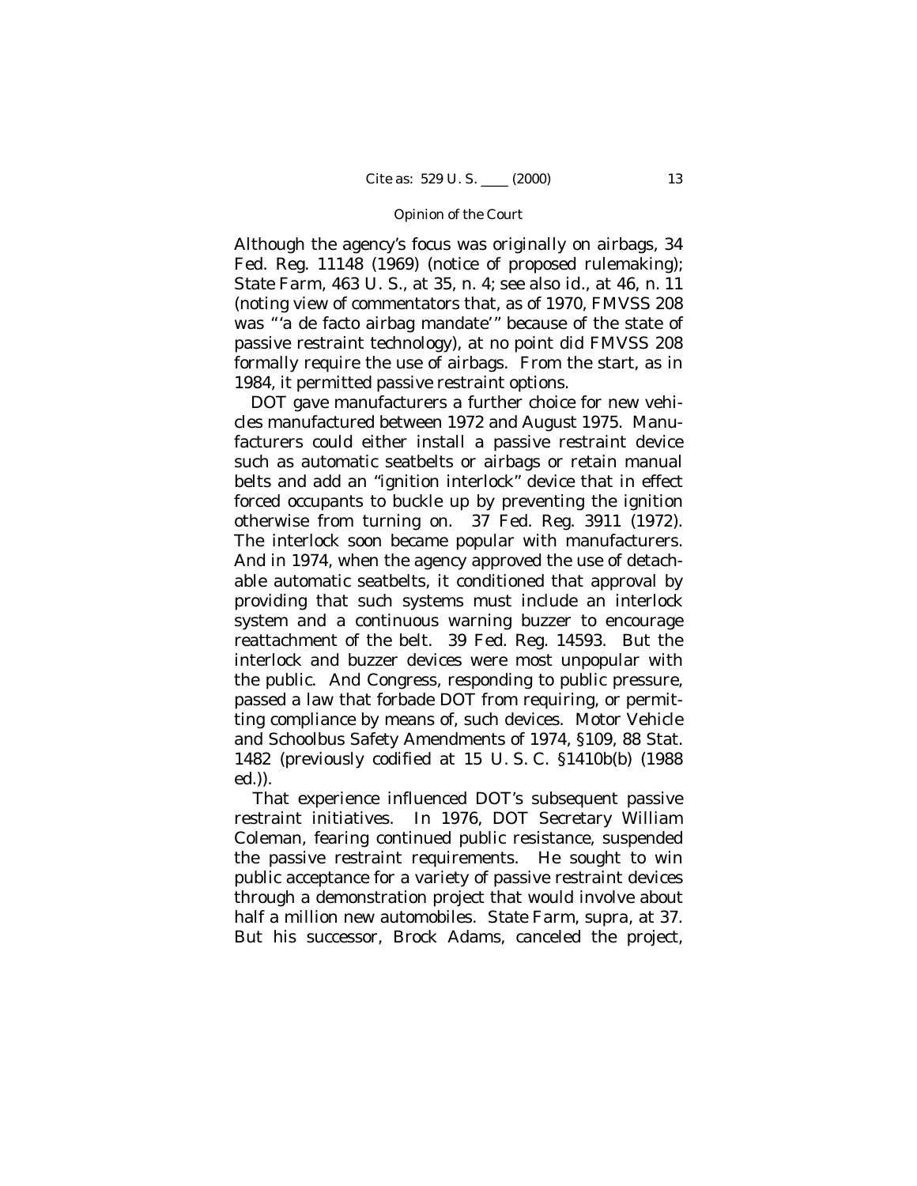Although the agency's focus was originally on airbags, 34 Fed. Reg. 11148 (1969) (notice of proposed rulemaking); *State Farm*, 463 U. S., at 35, n. 4; see also *id.*, at 46, n. 11 (noting view of commentators that, as of 1970, FMVSS 208 was "'a de facto airbag mandate'" because of the state of passive restraint technology), at no point did FMVSS 208 formally require the use of airbags. From the start, as in 1984, it permitted passive restraint options.

DOT gave manufacturers a further choice for new vehicles manufactured between 1972 and August 1975. Manufacturers could either install a passive restraint device such as automatic seatbelts or airbags or retain manual belts and add an "ignition interlock" device that in effect forced occupants to buckle up by preventing the ignition otherwise from turning on. 37 Fed. Reg. 3911 (1972). The interlock soon became popular with manufacturers. And in 1974, when the agency approved the use of detachable automatic seatbelts, it conditioned that approval by providing that such systems must include an interlock system and a continuous warning buzzer to encourage reattachment of the belt. 39 Fed. Reg. 14593. But the interlock and buzzer devices were most unpopular with the public. And Congress, responding to public pressure, passed a law that forbade DOT from requiring, or permitting compliance by means of, such devices. Motor Vehicle and Schoolbus Safety Amendments of 1974, §109, 88 Stat. 1482 (previously codified at 15 U. S. C. §1410b(b) (1988 ed.)).

That experience influenced DOT's subsequent passive restraint initiatives. In 1976, DOT Secretary William Coleman, fearing continued public resistance, suspended the passive restraint requirements. He sought to win public acceptance for a variety of passive restraint devices through a demonstration project that would involve about half a million new automobiles. *State Farm*, *supra*, at 37. But his successor, Brock Adams, canceled the project,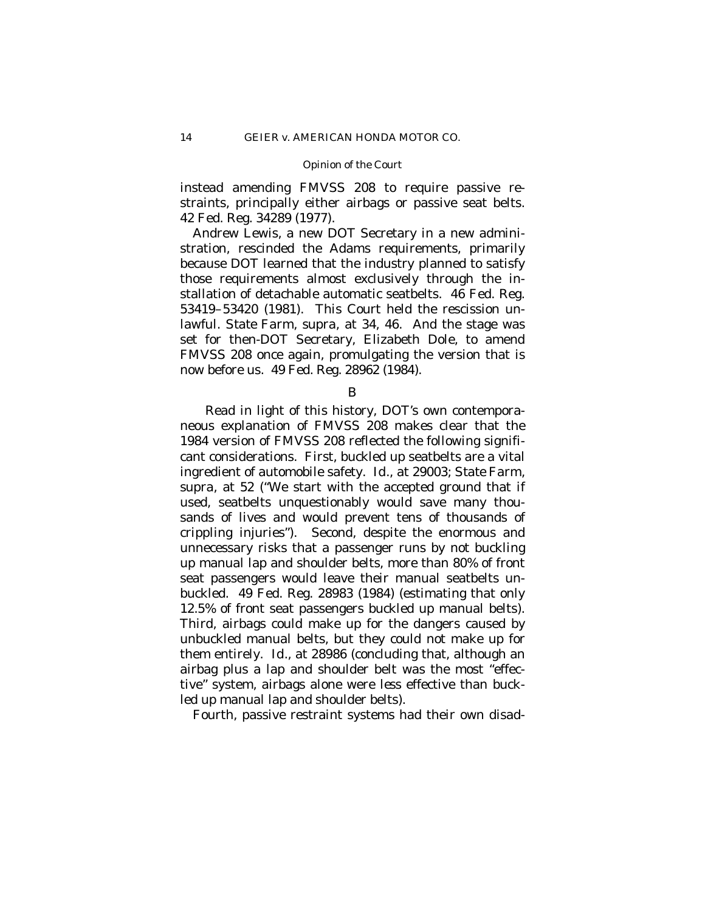instead amending FMVSS 208 to require passive restraints, principally either airbags or passive seat belts. 42 Fed. Reg. 34289 (1977).

Andrew Lewis, a new DOT Secretary in a new administration, rescinded the Adams requirements, primarily because DOT learned that the industry planned to satisfy those requirements almost exclusively through the installation of detachable automatic seatbelts. 46 Fed. Reg. 53419–53420 (1981). This Court held the rescission unlawful. *State Farm*, *supra*, at 34, 46. And the stage was set for then-DOT Secretary, Elizabeth Dole, to amend FMVSS 208 once again, promulgating the version that is now before us. 49 Fed. Reg. 28962 (1984).

### B

Read in light of this history, DOT's own contemporaneous explanation of FMVSS 208 makes clear that the 1984 version of FMVSS 208 reflected the following significant considerations. First, buckled up seatbelts are a vital ingredient of automobile safety. *Id.*, at 29003; *State Farm*, *supra*, at 52 ("We start with the accepted ground that if used, seatbelts unquestionably would save many thousands of lives and would prevent tens of thousands of crippling injuries"). Second, despite the enormous and unnecessary risks that a passenger runs by not buckling up manual lap and shoulder belts, more than 80% of front seat passengers would leave their manual seatbelts unbuckled. 49 Fed. Reg. 28983 (1984) (estimating that only 12.5% of front seat passengers buckled up manual belts). Third, airbags could make up for the dangers caused by unbuckled manual belts, but they could not make up for them entirely. *Id.*, at 28986 (concluding that, although an airbag plus a lap and shoulder belt was the most "effective" system, airbags alone were less effective than buckled up manual lap and shoulder belts).

Fourth, passive restraint systems had their own disad-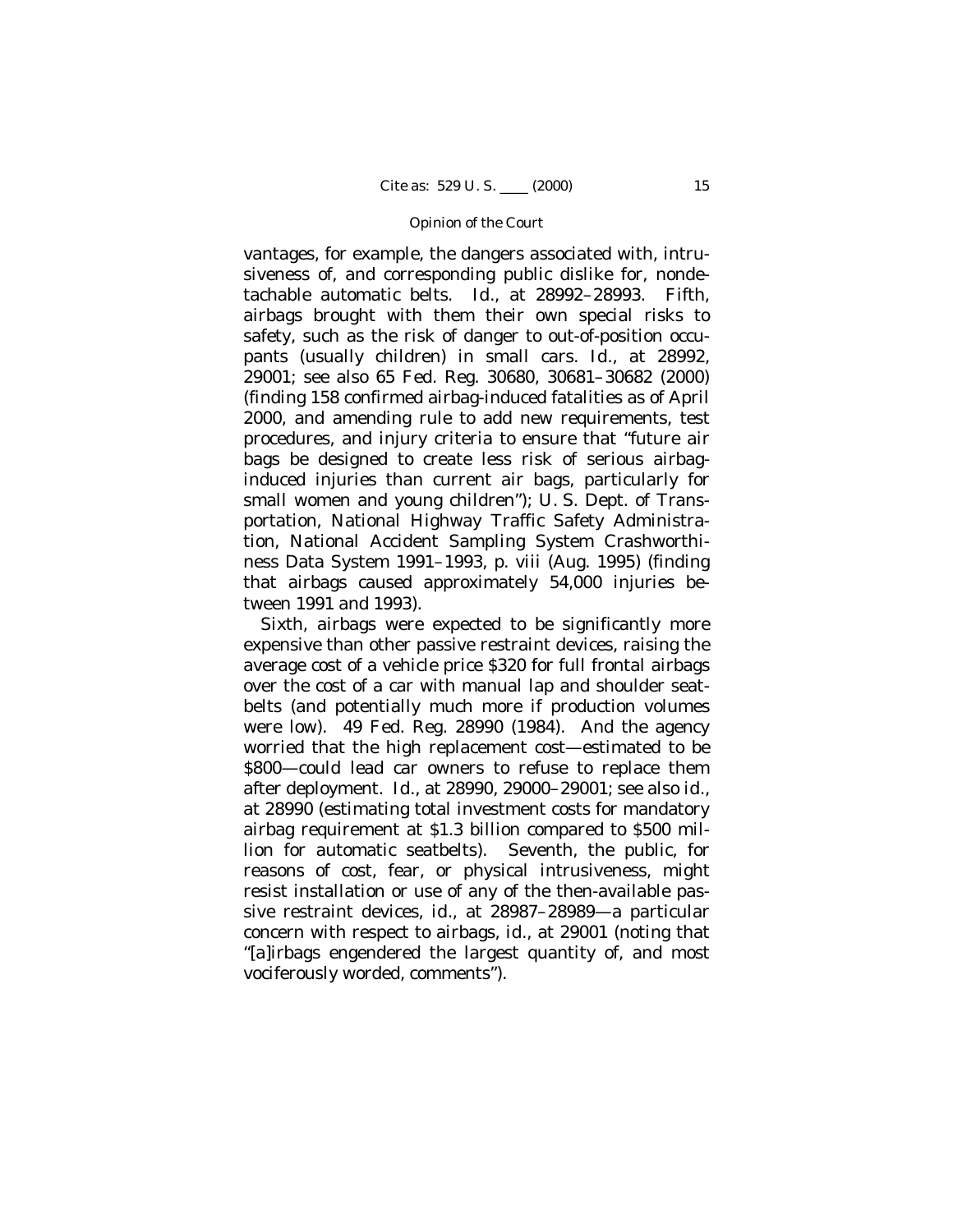vantages, for example, the dangers associated with, intrusiveness of, and corresponding public dislike for, nondetachable automatic belts. *Id.*, at 28992–28993. Fifth, airbags brought with them their own special risks to safety, such as the risk of danger to out-of-position occupants (usually children) in small cars. *Id.*, at 28992, 29001; see also 65 Fed. Reg. 30680, 30681–30682 (2000) (finding 158 confirmed airbag-induced fatalities as of April 2000, and amending rule to add new requirements, test procedures, and injury criteria to ensure that "future air bags be designed to create less risk of serious airbag-induced injuries than current air bags, particularly for small women and young children"); U. S. Dept. of Transportation, National Highway Traffic Safety Administration, National Accident Sampling System Crashworthiness Data System 1991–1993, p. viii (Aug. 1995) (finding that airbags caused approximately 54,000 injuries between 1991 and 1993).

Sixth, airbags were expected to be significantly more expensive than other passive restraint devices, raising the average cost of a vehicle price $320 for full frontal airbags over the cost of a car with manual lap and shoulder seatbelts (and potentially much more if production volumes were low). 49 Fed. Reg. 28990 (1984). And the agency worried that the high replacement cost—estimated to be $800—could lead car owners to refuse to replace them after deployment. *Id.*, at 28990, 29000–29001; see also *id.*, at 28990 (estimating total investment costs for mandatory airbag requirement at $1.3 billion compared to $500 million for automatic seatbelts). Seventh, the public, for reasons of cost, fear, or physical intrusiveness, might resist installation or use of any of the then-available passive restraint devices, *id.*, at 28987–28989—a particular concern with respect to airbags, *id.*, at 29001 (noting that "[a]irbags engendered the largest quantity of, and most vociferously worded, comments").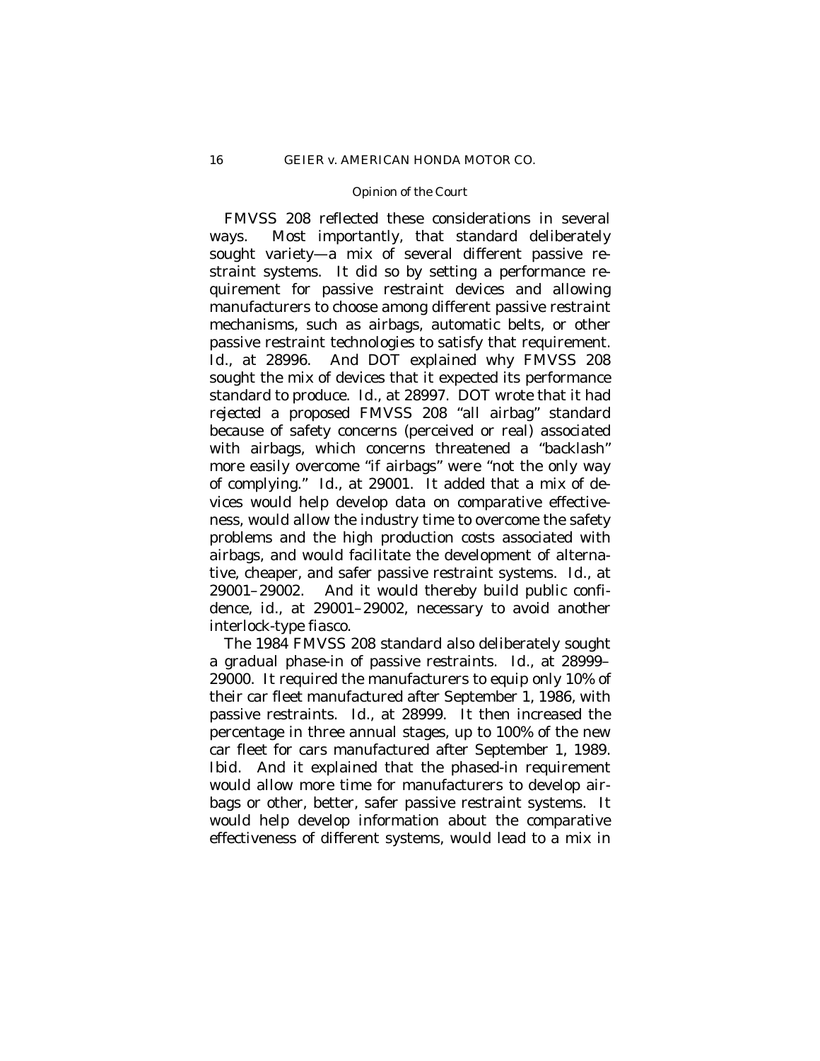FMVSS 208 reflected these considerations in several ways. Most importantly, that standard deliberately sought variety—a mix of several different passive restraint systems. It did so by setting a performance requirement for passive restraint devices and allowing manufacturers to choose among different passive restraint mechanisms, such as airbags, automatic belts, or other passive restraint technologies to satisfy that requirement. *Id.*, at 28996. And DOT explained why FMVSS 208 sought the mix of devices that it expected its performance standard to produce. *Id.*, at 28997. DOT wrote that it had *rejected* a proposed FMVSS 208 "all airbag" standard because of safety concerns (perceived or real) associated with airbags, which concerns threatened a "backlash" more easily overcome "if airbags" were "not the only way of complying." *Id.*, at 29001. It added that a mix of devices would help develop data on comparative effectiveness, would allow the industry time to overcome the safety problems and the high production costs associated with airbags, and would facilitate the development of alternative, cheaper, and safer passive restraint systems. *Id.*, at 29001–29002. And it would thereby build public confidence, *id.*, at 29001–29002, necessary to avoid another interlock-type fiasco.

The 1984 FMVSS 208 standard also deliberately sought a gradual phase-in of passive restraints. *Id.*, at 28999–29000. It required the manufacturers to equip only 10% of their car fleet manufactured after September 1, 1986, with passive restraints. *Id.*, at 28999. It then increased the percentage in three annual stages, up to 100% of the new car fleet for cars manufactured after September 1, 1989. *Ibid.* And it explained that the phased-in requirement would allow more time for manufacturers to develop airbags or other, better, safer passive restraint systems. It would help develop information about the comparative effectiveness of different systems, would lead to a mix in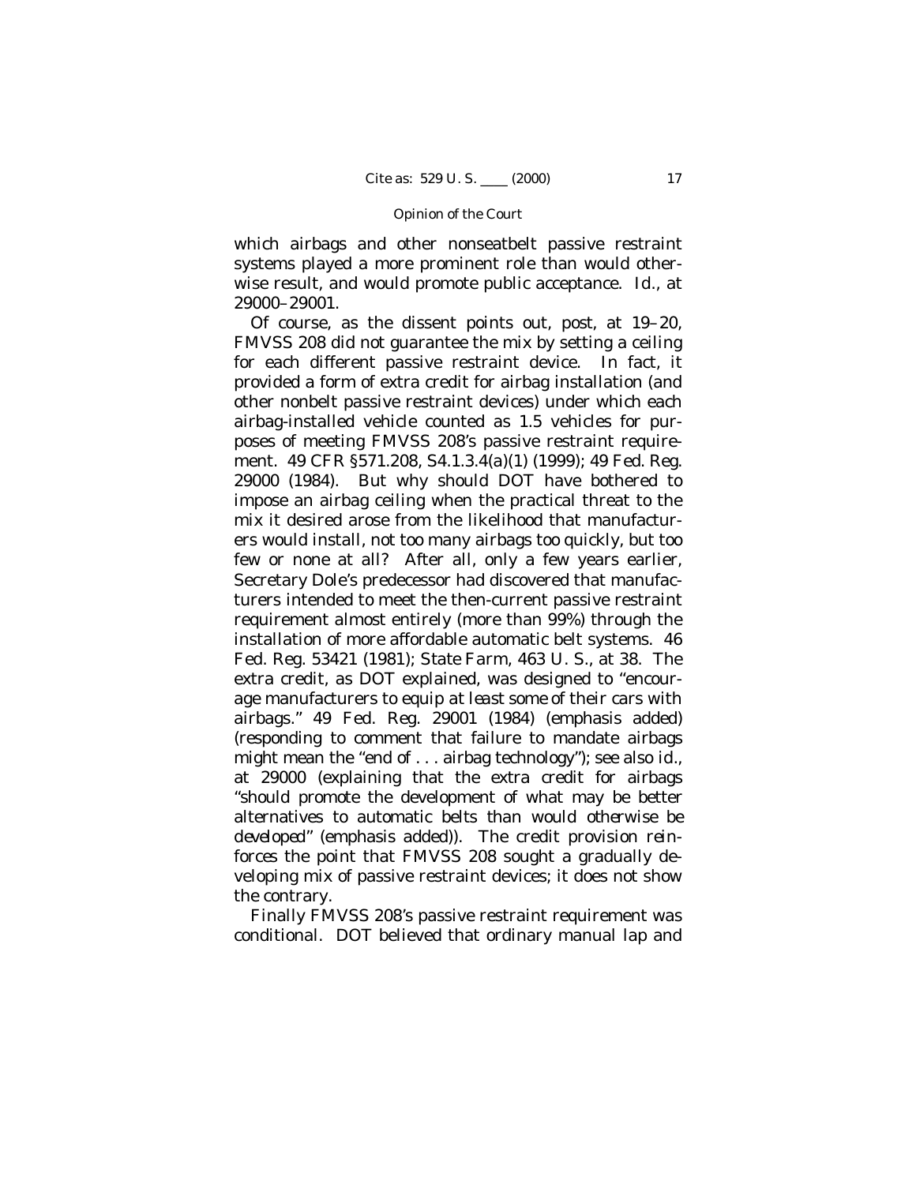which airbags and other nonseatbelt passive restraint systems played a more prominent role than would otherwise result, and would promote public acceptance. *Id.*, at 29000–29001.

Of course, as the dissent points out, *post*, at 19–20, FMVSS 208 did not guarantee the mix by setting a ceiling for each different passive restraint device. In fact, it provided a form of extra credit for airbag installation (and other nonbelt passive restraint devices) under which each airbag-installed vehicle counted as 1.5 vehicles for purposes of meeting FMVSS 208's passive restraint requirement. 49 CFR §571.208, S4.1.3.4(a)(1) (1999); 49 Fed. Reg. 29000 (1984). But why should DOT have bothered to impose an airbag ceiling when the practical threat to the mix it desired arose from the likelihood that manufacturers would install, not too many airbags too quickly, but too few or none at all? After all, only a few years earlier, Secretary Dole's predecessor had discovered that manufacturers intended to meet the then-current passive restraint requirement almost entirely (more than 99%) through the installation of more affordable automatic belt systems. 46 Fed. Reg. 53421 (1981); *State Farm*, 463 U. S., at 38. The extra credit, as DOT explained, was designed to "encourage manufacturers to equip *at least some* of their cars with airbags." 49 Fed. Reg. 29001 (1984) (emphasis added) (responding to comment that failure to mandate airbags might mean the "end of . . . airbag technology"); see also *id.*, at 29000 (explaining that the extra credit for airbags "should promote the development of what may be better alternatives to automatic belts *than would otherwise be developed*" (emphasis added)). The credit provision *reinforces* the point that FMVSS 208 sought a gradually developing mix of passive restraint devices; it does not show the contrary.

Finally FMVSS 208's passive restraint requirement was conditional. DOT believed that ordinary manual lap and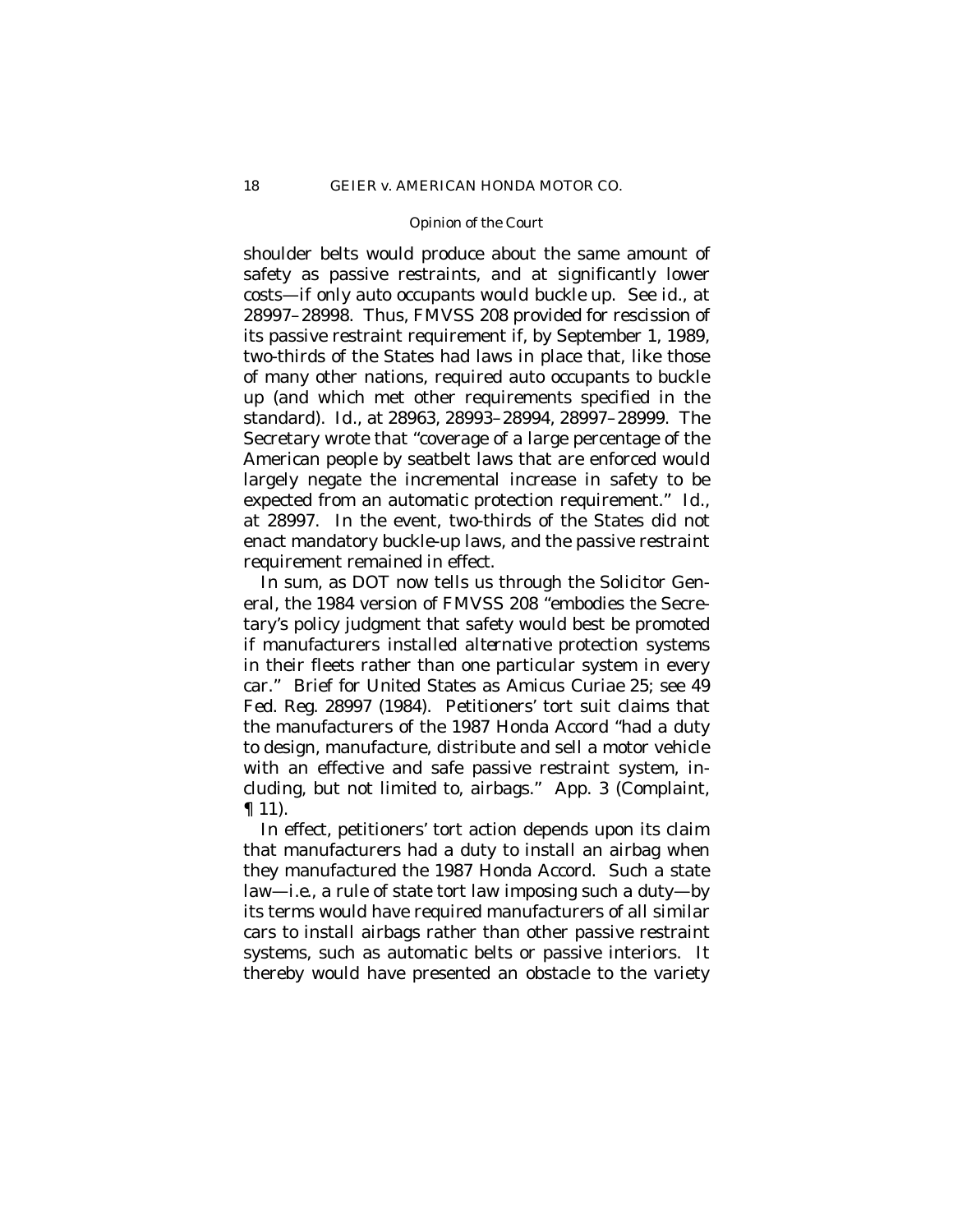shoulder belts would produce about the same amount of safety as passive restraints, and at significantly lower costs—if only auto occupants would buckle up. See *id.,* at 28997–28998. Thus, FMVSS 208 provided for rescission of its passive restraint requirement if, by September 1, 1989, two-thirds of the States had laws in place that, like those of many other nations, required auto occupants to buckle up (and which met other requirements specified in the standard). *Id.,* at 28963, 28993–28994, 28997–28999. The Secretary wrote that "coverage of a large percentage of the American people by seatbelt laws that are enforced would largely negate the incremental increase in safety to be expected from an automatic protection requirement." *Id.,* at 28997. In the event, two-thirds of the States did not enact mandatory buckle-up laws, and the passive restraint requirement remained in effect.

In sum, as DOT now tells us through the Solicitor General, the 1984 version of FMVSS 208 "embodies the Secretary's policy judgment that safety would best be promoted if manufacturers installed *alternative* protection systems in their fleets rather than one particular system in every car." Brief for United States as *Amicus Curiae* 25; see 49 Fed. Reg. 28997 (1984). Petitioners' tort suit claims that the manufacturers of the 1987 Honda Accord "had a duty to design, manufacture, distribute and sell a motor vehicle with an effective and safe passive restraint system, including, but not limited to, airbags." App. 3 (Complaint, ¶ 11).

In effect, petitioners' tort action depends upon its claim that manufacturers had a duty to install an airbag when they manufactured the 1987 Honda Accord. Such a state law—*i.e.,* a rule of state tort law imposing such a duty—by its terms would have required manufacturers of all similar cars to install airbags rather than other passive restraint systems, such as automatic belts or passive interiors. It thereby would have presented an obstacle to the variety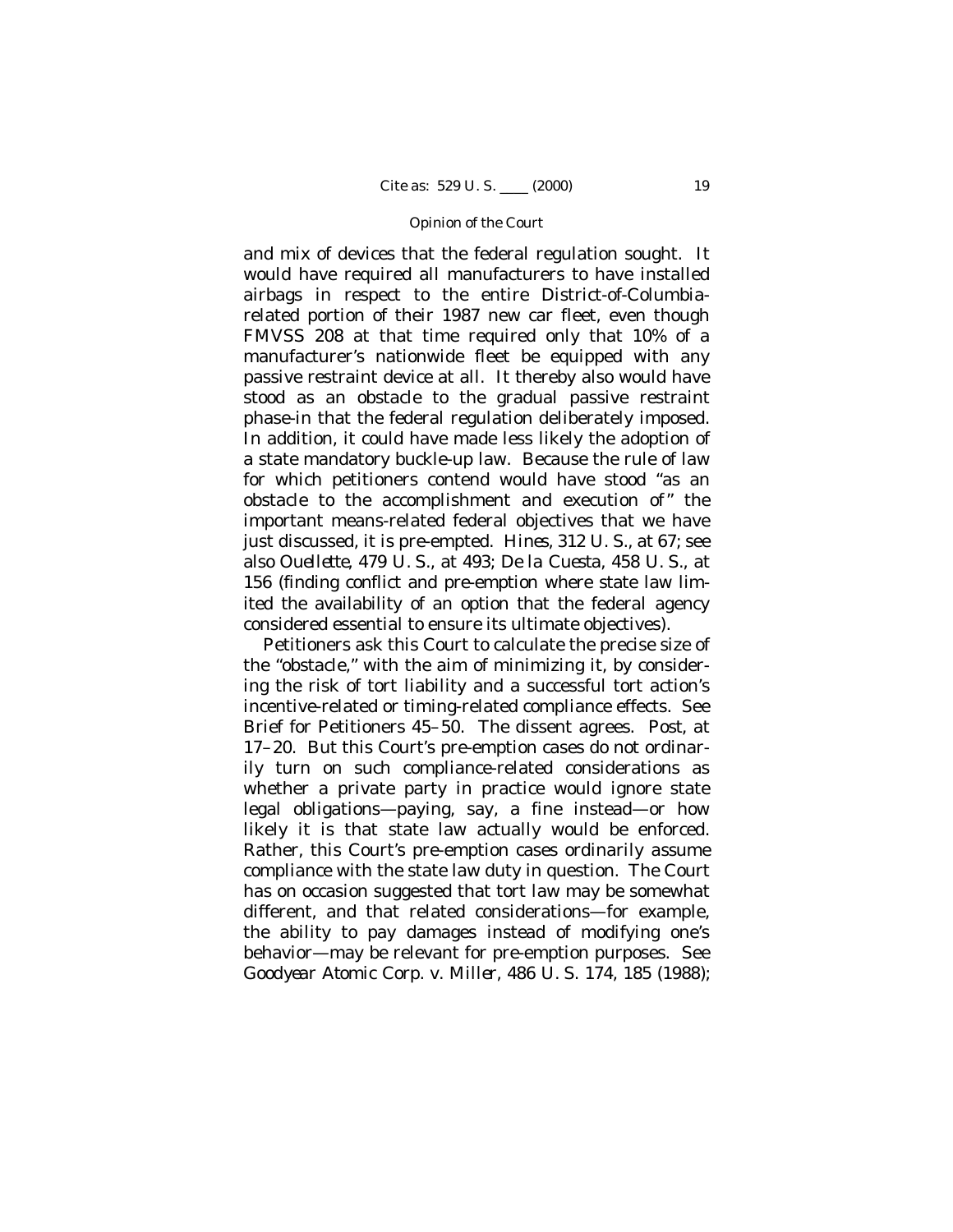and mix of devices that the federal regulation sought. It would have required all manufacturers to have installed airbags in respect to the entire District-of-Columbia-related portion of their 1987 new car fleet, even though FMVSS 208 at that time required only that 10% of a manufacturer's nationwide fleet be equipped with any passive restraint device at all. It thereby also would have stood as an obstacle to the gradual passive restraint phase-in that the federal regulation deliberately imposed. In addition, it could have made less likely the adoption of a state mandatory buckle-up law. Because the rule of law for which petitioners contend would have stood "as an obstacle to the accomplishment and execution of" the important means-related federal objectives that we have just discussed, it is pre-empted. *Hines*, 312 U. S., at 67; see also *Ouellette*, 479 U. S., at 493; *De la Cuesta*, 458 U. S., at 156 (finding conflict and pre-emption where state law limited the availability of an option that the federal agency considered essential to ensure its ultimate objectives).

Petitioners ask this Court to calculate the precise size of the "obstacle," with the aim of minimizing it, by considering the risk of tort liability and a successful tort action's incentive-related or timing-related compliance effects. See Brief for Petitioners 45–50. The dissent agrees. *Post*, at 17–20. But this Court's pre-emption cases do not ordinarily turn on such compliance-related considerations as whether a private party in practice would ignore state legal obligations—paying, say, a fine instead—or how likely it is that state law actually would be enforced. Rather, this Court's pre-emption cases ordinarily assume compliance with the state law duty in question. The Court has on occasion suggested that tort law may be somewhat different, and that related considerations—for example, the ability to pay damages instead of modifying one's behavior—may be relevant for pre-emption purposes. See *Goodyear Atomic Corp.* v. *Miller*, 486 U. S. 174, 185 (1988);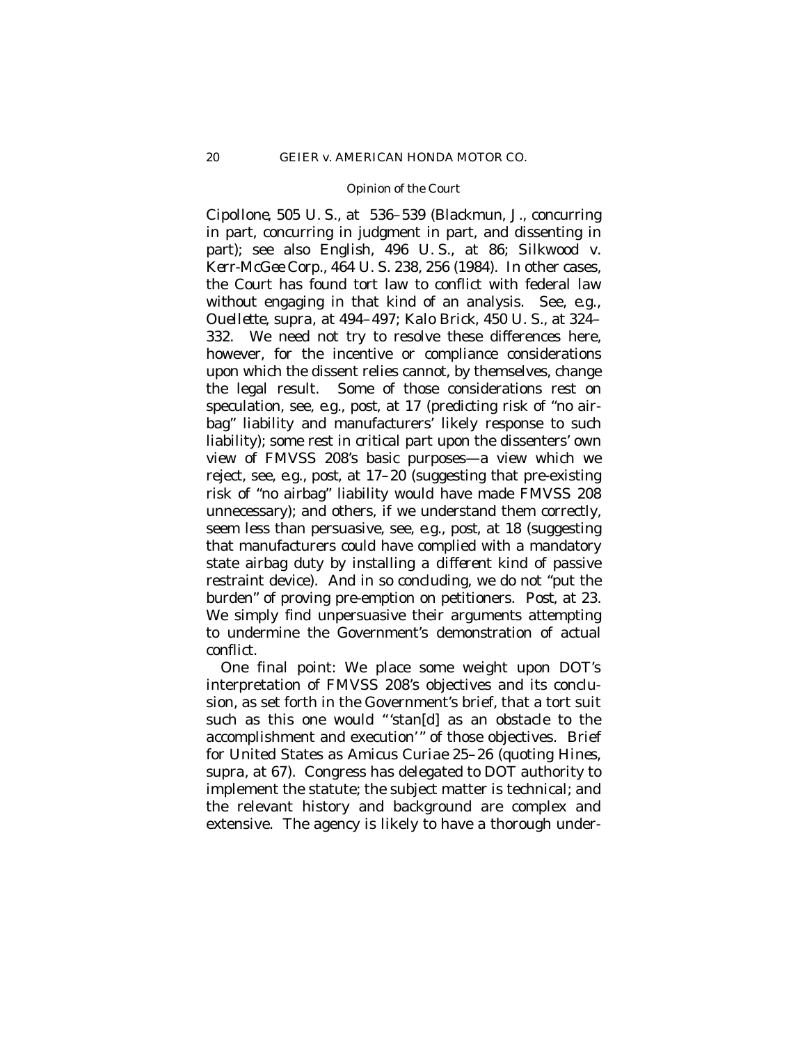*Cipollone*, 505 U. S., at 536–539 (Blackmun, J., concurring in part, concurring in judgment in part, and dissenting in part); see also *English*, 496 U. S., at 86; *Silkwood* v. *Kerr-McGee Corp.*, 464 U. S. 238, 256 (1984). In other cases, the Court has found tort law to conflict with federal law without engaging in that kind of an analysis. See, *e.g., Ouellette*, *supra*, at 494–497; *Kalo Brick*, 450 U. S., at 324–332. We need not try to resolve these differences here, however, for the incentive or compliance considerations upon which the dissent relies cannot, by themselves, change the legal result. Some of those considerations rest on speculation, see, *e.g., post*, at 17 (predicting risk of "no airbag" liability and manufacturers' likely response to such liability); some rest in critical part upon the dissenters' own view of FMVSS 208's basic purposes—a view which we reject, see, *e.g., post*, at 17–20 (suggesting that pre-existing risk of "no airbag" liability would have made FMVSS 208 unnecessary); and others, if we understand them correctly, seem less than persuasive, see, *e.g., post*, at 18 (suggesting that manufacturers could have complied with a mandatory state airbag duty by installing a *different* kind of passive restraint device). And in so concluding, we do not "put the burden" of proving pre-emption on petitioners. *Post*, at 23. We simply find unpersuasive their arguments attempting to undermine the Government's demonstration of actual conflict.

One final point: We place some weight upon DOT's interpretation of FMVSS 208's objectives and its conclusion, as set forth in the Government's brief, that a tort suit such as this one would "'stan[d] as an obstacle to the accomplishment and execution'" of those objectives. Brief for United States as *Amicus Curiae* 25–26 (quoting *Hines*, *supra*, at 67). Congress has delegated to DOT authority to implement the statute; the subject matter is technical; and the relevant history and background are complex and extensive. The agency is likely to have a thorough under-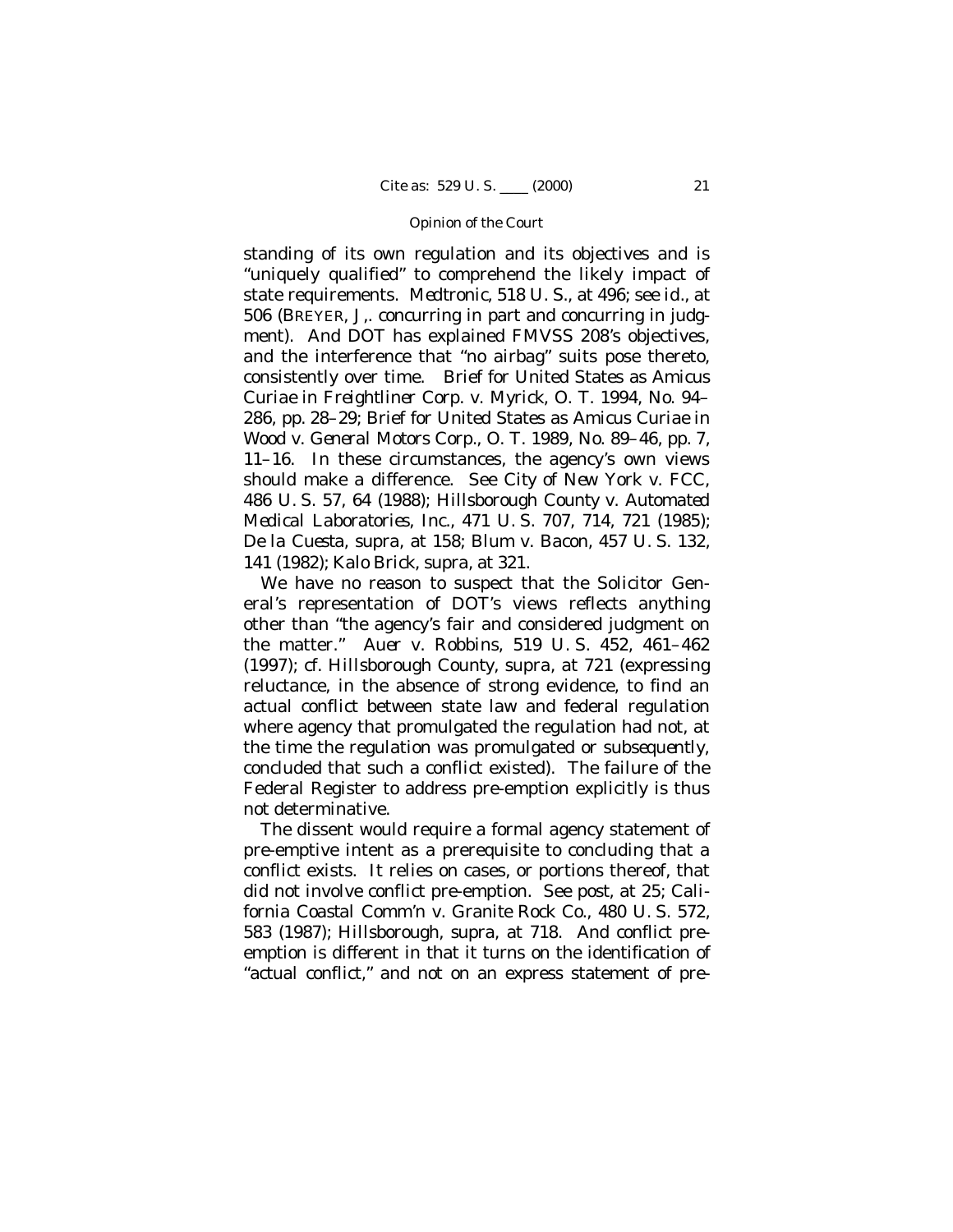standing of its own regulation and its objectives and is "uniquely qualified" to comprehend the likely impact of state requirements. *Medtronic*, 518 U. S., at 496; see *id.*, at 506 (BREYER, J,. concurring in part and concurring in judgment). And DOT has explained FMVSS 208's objectives, and the interference that "no airbag" suits pose thereto, consistently over time. Brief for United States as Amicus Curiae in *Freightliner Corp.* v. *Myrick*, O. T. 1994, No. 94–286, pp. 28–29; Brief for United States as Amicus Curiae in *Wood* v. *General Motors Corp.*, O. T. 1989, No. 89–46, pp. 7, 11–16. In these circumstances, the agency's own views should make a difference. See *City of New York* v. *FCC*, 486 U. S. 57, 64 (1988); *Hillsborough County* v. *Automated Medical Laboratories, Inc.*, 471 U. S. 707, 714, 721 (1985); *De la Cuesta*, *supra*, at 158; *Blum* v. *Bacon*, 457 U. S. 132, 141 (1982); *Kalo Brick*, *supra*, at 321.

We have no reason to suspect that the Solicitor General's representation of DOT's views reflects anything other than "the agency's fair and considered judgment on the matter." *Auer* v. *Robbins*, 519 U. S. 452, 461–462 (1997); cf. *Hillsborough County*, *supra*, at 721 (expressing reluctance, in the absence of strong evidence, to find an actual conflict between state law and federal regulation where agency that promulgated the regulation had not, at the time the regulation was promulgated or subsequently, concluded that such a conflict existed). The failure of the Federal Register to address pre-emption explicitly is thus not determinative.

The dissent would require a formal agency statement of pre-emptive intent as a prerequisite to concluding that a conflict exists. It relies on cases, or portions thereof, that did not involve conflict pre-emption. See *post*, at 25; *California Coastal Comm'n* v. *Granite Rock Co.*, 480 U. S. 572, 583 (1987); *Hillsborough*, *supra*, at 718. And conflict pre-emption is different in that it turns on the identification of "actual conflict," and not on an express statement of pre-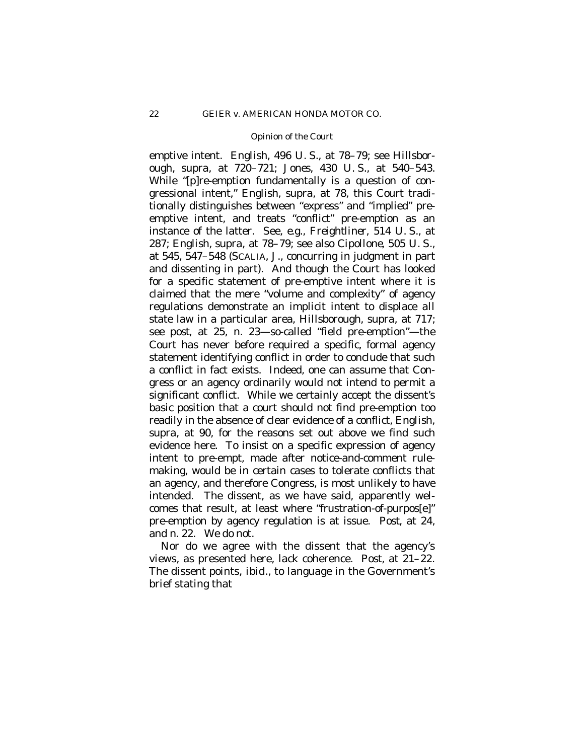emptive intent. *English*, 496 U. S., at 78–79; see *Hillsborough*, *supra*, at 720–721; *Jones*, 430 U. S., at 540–543. While "[p]re-emption fundamentally is a question of congressional intent," *English*, *supra*, at 78, this Court traditionally distinguishes between "express" and "implied" pre-emptive intent, and treats "conflict" pre-emption as an instance of the latter. See, *e.g.*, *Freightliner*, 514 U. S., at 287; *English*, *supra*, at 78–79; see also *Cipollone*, 505 U. S., at 545, 547–548 (SCALIA, J., concurring in judgment in part and dissenting in part). And though the Court has looked for a specific statement of pre-emptive intent where it is claimed that the mere "volume and complexity" of agency regulations demonstrate an implicit intent to displace all state law in a particular area, *Hillsborough*, *supra*, at 717; see *post*, at 25, n. 23—so-called "field pre-emption"—the Court has never before required a specific, formal agency statement identifying conflict in order to conclude that such a conflict in fact exists. Indeed, one can assume that Congress or an agency ordinarily would not intend to permit a significant conflict. While we certainly accept the dissent's basic position that a court should not find pre-emption too readily in the absence of clear evidence of a conflict, *English*, *supra*, at 90, for the reasons set out above we find such evidence here. To insist on a specific expression of agency intent to pre-empt, made after notice-and-comment rule-making, would be in certain cases to tolerate conflicts that an agency, and therefore Congress, is most unlikely to have intended. The dissent, as we have said, apparently welcomes that result, at least where "frustration-of-purpos[e]" pre-emption by agency regulation is at issue. *Post*, at 24, and n. 22. We do not.

Nor do we agree with the dissent that the agency's views, as presented here, lack coherence. *Post*, at 21–22. The dissent points, *ibid.*, to language in the Government's brief stating that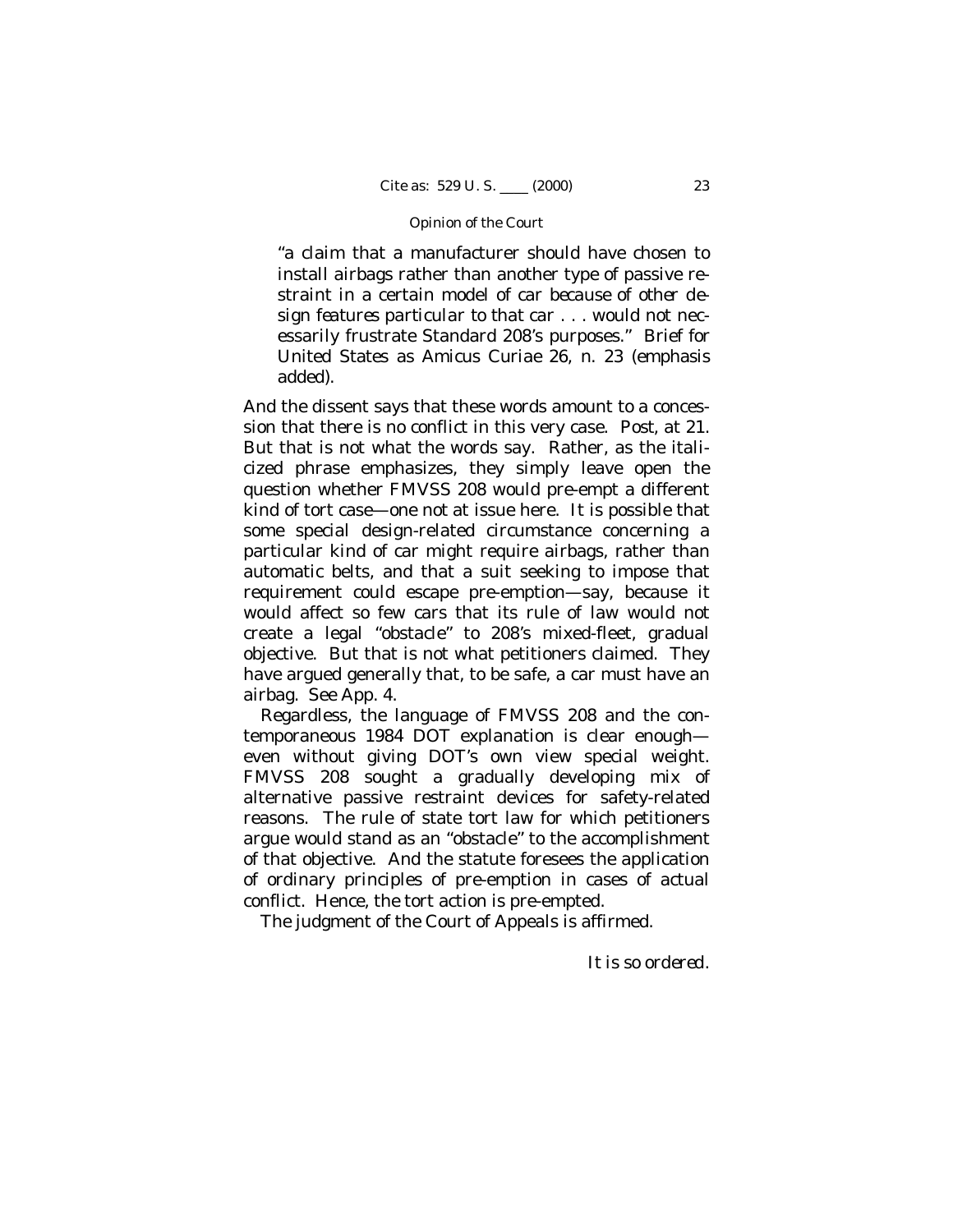> "a claim that a manufacturer should have chosen to install airbags rather than another type of passive restraint in a certain model of car *because of other design features particular to that car* . . . would not necessarily frustrate Standard 208's purposes." Brief for United States as *Amicus Curiae* 26, n. 23 (emphasis added).

And the dissent says that these words amount to a concession that there is no conflict in this very case. *Post*, at 21. But that is not what the words say. Rather, as the italicized phrase emphasizes, they simply leave open the question whether FMVSS 208 would pre-empt a different kind of tort case—one not at issue here. It is possible that some special design-related circumstance concerning a particular kind of car might require airbags, rather than automatic belts, and that a suit seeking to impose that requirement could escape pre-emption—say, because it would affect so few cars that its rule of law would not create a legal "obstacle" to 208's mixed-fleet, gradual objective. But that is not what petitioners claimed. They have argued generally that, to be safe, a car must have an airbag. See App. 4.

Regardless, the language of FMVSS 208 and the contemporaneous 1984 DOT explanation is clear enough—even without giving DOT's own view special weight. FMVSS 208 sought a gradually developing mix of alternative passive restraint devices for safety-related reasons. The rule of state tort law for which petitioners argue would stand as an "obstacle" to the accomplishment of that objective. And the statute foresees the application of ordinary principles of pre-emption in cases of actual conflict. Hence, the tort action is pre-empted.

The judgment of the Court of Appeals is affirmed.

*It is so ordered.*